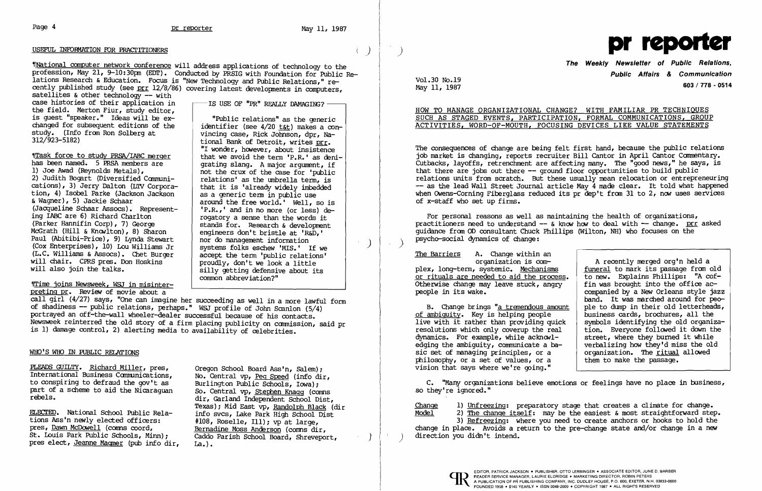## USEFUL INFORMATION FOR PRACTITIONERS

¶National computer network conference will address applications of technology to the profession, May 21, 9-10:30pm (EDT). Conducted by PRSIG with Foundation for Public Relations Research & Education. Focus is "New Technology and Public Relations," recently published study (see prr 12/8/86) covering latest developments in computers, satellites & other technology -- with case histories of their application in the field. Merton Fiur, study editor, is guest "speaker." Ideas will be exchanged for subsequent editions of the study. (Info from Ron Solberg at 312/923-5182)

¶Task force to study PRSA/IABC merger has been named. 5 PRSA members are 1) Joe Awad (Reynolds Metals), 2) Judith Bogart (Diversified Communications), 3) Jerry Dalton (LTV Corporation, 4) Isobel Parke (Jackson Jackson & Wagner), 5) Jackie Schaar (Jacqueline Schaar Assocs). Representing IABC are 6) Richard Charlton (Parker Hannifin Corp), 7) George McGrath (Hill & Knowlton), 8) Sharon Paul (Abitibi-Price), 9) Lynda Stewart (Cox Enterprises), 10) Lou Williams Jr (L.C. Williams & Assocs). Chet Burger will chair. CPRS pres. Don Hoskins will also join the talks.

> **IS USE OF "PR" REALLY DAMAGING?**
>
> "Public relations" as the generic identifier (see 4/20 t&t) makes a convincing case, Rick Johnson, dpr, National Bank of Detroit, writes prr. "I wonder, however, about insistence that we avoid the term 'P.R.' as denigrating slang. A major argument, if not the crux of the case for 'public relations' as the umbrella term, is that it is 'already widely imbedded as a generic term in public use around the free world.' Well, so is 'P.R.,' and in no more (or less) derogatory a sense than the words it stands for. Research & development engineers don't bristle at 'R&D,' nor do management information systems folks eschew 'MIS.' If we accept the term 'public relations' proudly, don't we look a little silly getting defensive about its common abbreviation?"

¶Time joins Newsweek, WSJ in misinterpreting pr. Review of movie about a call girl (4/27) says, "One can imagine her succeeding as well in a more lawful form of shadiness -- public relations, perhaps." WSJ profile of John Scanlon (5/4) portrayed an off-the-wall wheeler-dealer successful because of his contacts. Newsweek reinterred the old story of a firm placing publicity on commission, said pr is 1) damage control, 2) alerting media to availability of celebrities.

## WHO'S WHO IN PUBLIC RELATIONS

PLEADS GUILTY. Richard Miller, pres, International Business Communications, to conspiring to defraud the gov't as part of a scheme to aid the Nicaraguan rebels.

ELECTED. National School Public Relations Ass'n newly elected officers: pres, Dawn McDowell (comns coord, St. Louis Park Public Schools, Minn); pres elect, Jeanne Magmer (pub info dir, Oregon School Board Ass'n, Salem); No. Central vp, Peg Speed (info dir, Burlington Public Schools, Iowa); So. Central vp, Stephen Knagg (comns dir, Garland Independent School Dist, Texas); Mid East vp, Randolph Black (dir info svcs, Lake Park High School Dist #108, Roselle, Ill); vp at large, Bernadine Moss Anderson (comns dir, Caddo Parish School Board, Shreveport, La.).

# pr reporter

**The Weekly Newsletter of Public Relations, Public Affairs & Communication**

Vol.30 No.19
May 11, 1987

603 / 778 - 0514

## HOW TO MANAGE ORGANIZATIONAL CHANGE? WITH FAMILIAR PR TECHNIQUES SUCH AS STAGED EVENTS, PARTICIPATION, FORMAL COMMUNICATIONS, GROUP ACTIVITIES, WORD-OF-MOUTH, FOCUSING DEVICES LIKE VALUE STATEMENTS

The consequences of change are being felt first hand, because the public relations job market is changing, reports recruiter Bill Cantor in April Cantor Commentary. Cutbacks, layoffs, retrenchment are affecting many. The "good news," he says, is that there are jobs out there -- ground floor opportunities to build public relations units from scratch. But these usually mean relocation or entrepreneuring -- as the lead Wall Street Journal article May 4 made clear. It told what happened when Owens-Corning Fiberglass reduced its pr dep't from 31 to 2, now uses services of x-staff who set up firms.

For personal reasons as well as maintaining the health of organizations, practitioners need to understand -- & know how to deal with -- change. prr asked guidance from OD consultant Chuck Phillips (Wilton, NH) who focuses on the psycho-social dynamics of change:

The Barriers

A. Change within an organization is complex, long-term, systemic. Mechanisms or rituals are needed to aid the process. Otherwise change may leave people stuck, angry in its wake.

B. Change brings "a tremendous amount of ambiguity. Key is helping people live with it rather than providing quick resolutions which only coverup the real dynamics. For example, while acknowledging the ambiguity, communicate a basic set of managing principles, or a philosophy, or a set of values, or a vision that says where we're going."

> A recently merged org'n held a funeral to mark its passage from old to new. Explains Phillips: "A coffin was brought into the office accompanied by a New Orleans style jazz band. It was marched around for people to dump in their old letterheads, business cards, brochures, all the symbols identifying the old organization. Everyone followed it down the street, where they burned it while verbalizing how they'd miss the old organization. The ritual allowed them to make the passage.

C. "Many organizations believe emotions or feelings have no place in business, so they're ignored."

Change Model

1) Unfreezing: preparatory stage that creates a climate for change.
2) The change itself: may be the easiest & most straightforward step.
3) Refreezing: where you need to create anchors or hooks to hold the change in place. Avoids a return to the pre-change state and/or change in a new direction you didn't intend.

EDITOR, PATRICK JACKSON • PUBLISHER, OTTO LERBINGER • ASSOCIATE EDITOR, JUNE D. BARBER
READER SERVICE MANAGER, LAURIE ELDRIDGE • MARKETING DIRECTOR, ROBIN PETERS
A PUBLICATION OF PR PUBLISHING COMPANY, INC. DUDLEY HOUSE, P.O. BOX 600, EXETER, N.H. 03833-0600
FOUNDED 1958 • $145 YEARLY • ISSN 0048-2609 • COPYRIGHT 1987 • ALL RIGHTS RESERVED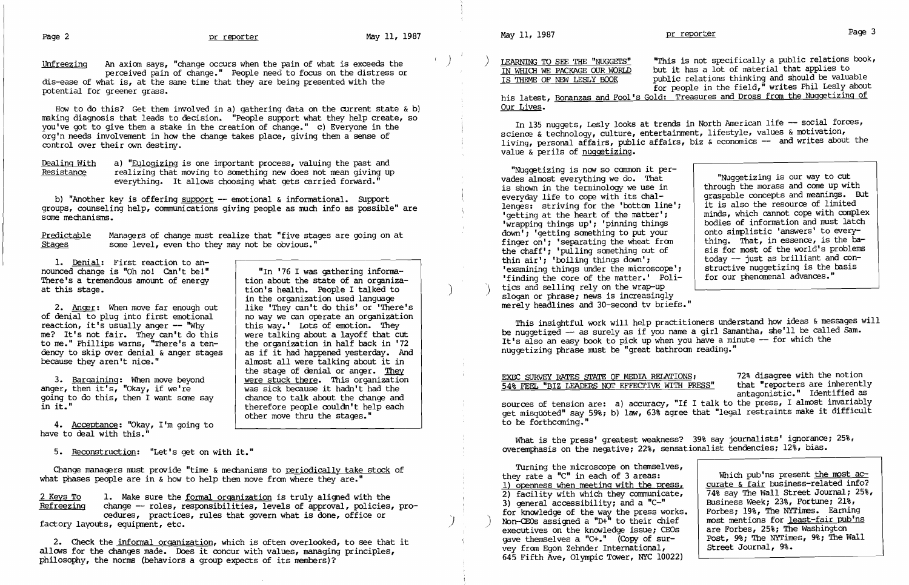**Unfreezing** An axiom says, "change occurs when the pain of what is exceeds the perceived pain of change." People need to focus on the distress or dis-ease of what is, at the same time that they are being presented with the potential for greener grass.

How to do this? Get them involved in a) gathering data on the current state & b) making diagnosis that leads to decision. "People support what they help create, so you've got to give them a stake in the creation of change." c) Everyone in the org'n needs involvement in how the change takes place, giving them a sense of control over their own destiny.

**Dealing With Resistance** a) "Eulogizing is one important process, valuing the past and realizing that moving to something new does not mean giving up everything. It allows choosing what gets carried forward."

b) "Another key is offering support -- emotional & informational. Support groups, counseling help, communications giving people as much info as possible" are some mechanisms.

**Predictable Stages** Managers of change must realize that "five stages are going on at some level, even tho they may not be obvious."

1. Denial: First reaction to announced change is "Oh no! Can't be!" There's a tremendous amount of energy at this stage.

2. Anger: When move far enough out of denial to plug into first emotional reaction, it's usually anger -- "Why me? It's not fair. They can't do this to me." Phillips warns, "There's a tendency to skip over denial & anger stages because they aren't nice."

3. Bargaining: When move beyond anger, then it's, "Okay, if we're going to do this, then I want some say in it."

4. Acceptance: "Okay, I'm going to have to deal with this."

5. Reconstruction: "Let's get on with it."

> "In '76 I was gathering information about the state of an organization's health. People I talked to in the organization used language like 'They can't do this' or 'There's no way we can operate an organization this way.' Lots of emotion. They were talking about a layoff that cut the organization in half back in '72 as if it had happened yesterday. And almost all were talking about it in the stage of denial or anger. They were stuck there. This organization was sick because it hadn't had the chance to talk about the change and therefore people couldn't help each other move thru the stages."

Change managers must provide "time & mechanisms to periodically take stock of what phases people are in & how to help them move from where they are."

**2 Keys To Refreezing** 1. Make sure the formal organization is truly aligned with the change -- roles, responsibilities, levels of approval, policies, procedures, practices, rules that govern what is done, office or factory layouts, equipment, etc.

2. Check the informal organization, which is often overlooked, to see that it allows for the changes made. Does it concur with values, managing principles, philosophy, the norms (behaviors a group expects of its members)?

**LEARNING TO SEE THE "NUGGETS" IN WHICH WE PACKAGE OUR WORLD IS THEME OF NEW LESLY BOOK**

"This is not specifically a public relations book, but it has a lot of material that applies to public relations thinking and should be valuable for people in the field," writes Phil Lesly about his latest, Bonanzas and Fool's Gold: Treasures and Dross from the Nuggetizing of Our Lives.

In 135 nuggets, Lesly looks at trends in North American life -- social forces, science & technology, culture, entertainment, lifestyle, values & motivation, living, personal affairs, public affairs, biz & economics -- and writes about the value & perils of nuggetizing.

"Nuggetizing is now so common it pervades almost everything we do. That is shown in the terminology we use in everyday life to cope with its challenges: striving for the 'bottom line'; 'getting at the heart of the matter'; 'wrapping things up'; 'pinning things down'; 'getting something to put your finger on'; 'separating the wheat from the chaff'; 'pulling something out of thin air'; 'boiling things down'; 'examining things under the microscope'; 'finding the core of the matter.' Politics and selling rely on the wrap-up slogan or phrase; news is increasingly merely headlines and 30-second tv briefs."

> "Nuggetizing is our way to cut through the morass and come up with graspable concepts and meanings. But it is also the resource of limited minds, which cannot cope with complex bodies of information and must latch onto simplistic 'answers' to everything. That, in essence, is the basis for most of the world's problems today -- just as brilliant and constructive nuggetizing is the basis for our phenomenal advances."

This insightful work will help practitioners understand how ideas & messages will be nuggetized -- as surely as if you name a girl Samantha, she'll be called Sam. It's also an easy book to pick up when you have a minute -- for which the nuggetizing phrase must be "great bathroom reading."

**EXEC SURVEY RATES STATE OF MEDIA RELATIONS; 54% FEEL "BIZ LEADERS NOT EFFECTIVE WITH PRESS"**

72% disagree with the notion that "reporters are inherently antagonistic." Identified as sources of tension are: a) accuracy, "If I talk to the press, I almost invariably get misquoted" say 59%; b) law, 63% agree that "legal restraints make it difficult to be forthcoming."

What is the press' greatest weakness? 39% say journalists' ignorance; 25%, overemphasis on the negative; 22%, sensationalist tendencies; 12%, bias.

Turning the microscope on themselves, they rate a "C" in each of 3 areas: 1) openness when meeting with the press, 2) facility with which they communicate, 3) general accessibility; and a "C-" for knowledge of the way the press works. Non-CEOs assigned a "D+" to their chief executives on the knowledge issue; CEOs gave themselves a "C+." (Copy of survey from Egon Zehnder International, 645 Fifth Ave, Olympic Tower, NYC 10022)

> Which pub'ns present the most accurate & fair business-related info? 74% say The Wall Street Journal; 25%, Business Week; 23%, Fortune; 21%, Forbes; 19%, The NYTimes. Earning most mentions for least-fair pub'ns are Forbes, 25%; The Washington Post, 9%; The NYTimes, 9%; The Wall Street Journal, 9%.